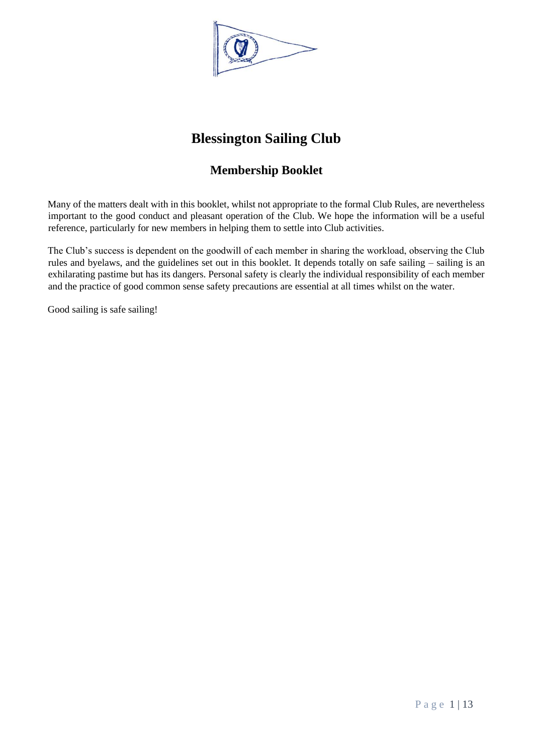# Blessington Sailing Club

## Membership Booklet

Many of the matters dealt with in this booklet, whilst not appropriate to the formal Club Rules, are nevertheless important to the good conduct and pleasant operation of the Club. We hope the information will be a useful reference, particularly for new members in helping them to settle into Club activities.

The Club's success is dependent on the goodwill of each member in sharing the workload, observing the Club rules and byelaws, and the guidelines set out in this booklet. It depends totally on safe sailing – sailing is an exhilarating pastime but has its dangers. Personal safety is clearly the individual responsibility of each member and the practice of good common sense safety precautions are essential at all times whilst on the water.

Good sailing is safe sailing!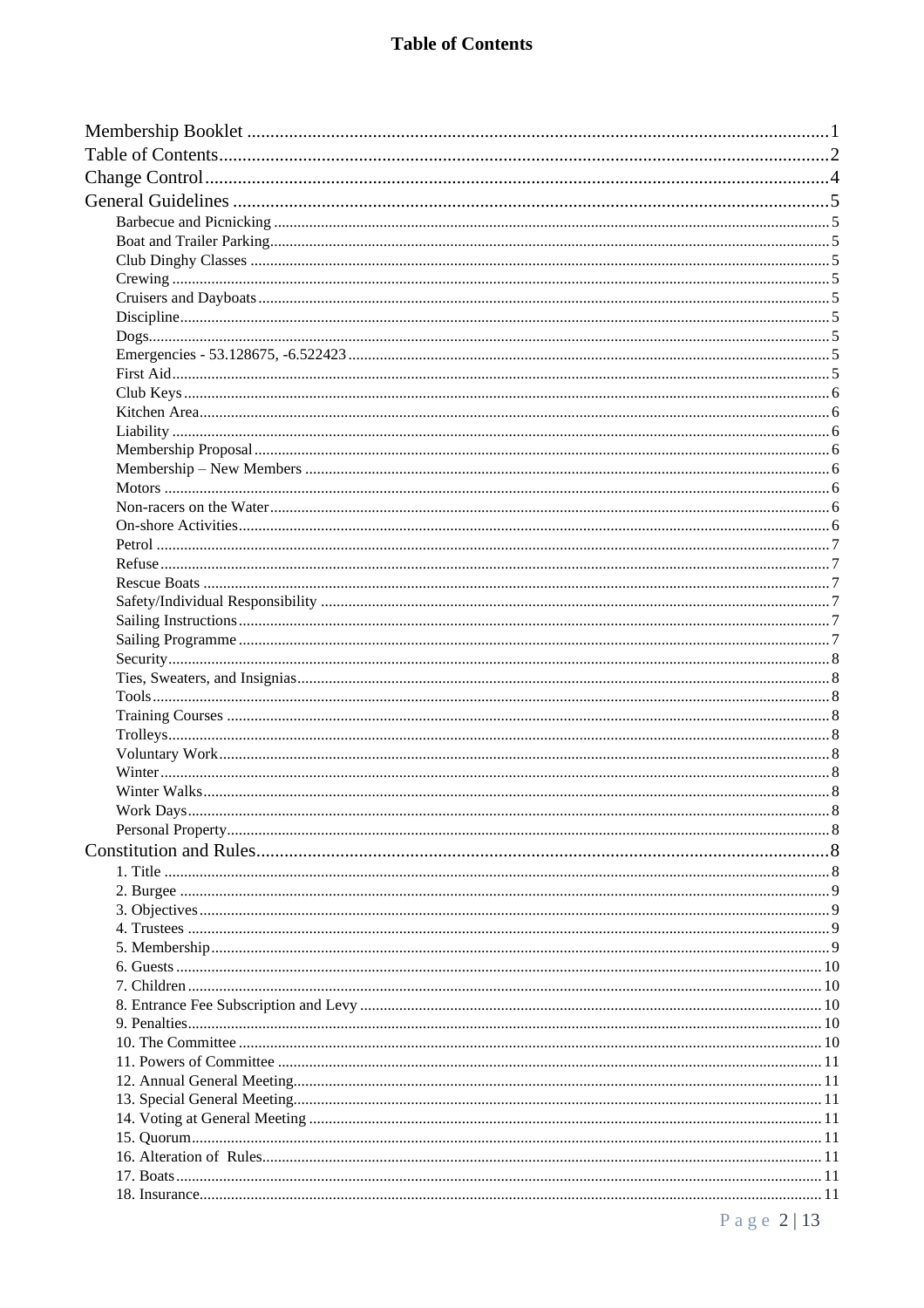# Table of Contents

- Membership Booklet ..... 1
- Table of Contents ..... 2
- Change Control ..... 4
- General Guidelines ..... 5
  - Barbecue and Picnicking ..... 5
  - Boat and Trailer Parking ..... 5
  - Club Dinghy Classes ..... 5
  - Crewing ..... 5
  - Cruisers and Dayboats ..... 5
  - Discipline ..... 5
  - Dogs ..... 5
  - Emergencies - 53.128675, -6.522423 ..... 5
  - First Aid ..... 5
  - Club Keys ..... 6
  - Kitchen Area ..... 6
  - Liability ..... 6
  - Membership Proposal ..... 6
  - Membership – New Members ..... 6
  - Motors ..... 6
  - Non-racers on the Water ..... 6
  - On-shore Activities ..... 6
  - Petrol ..... 7
  - Refuse ..... 7
  - Rescue Boats ..... 7
  - Safety/Individual Responsibility ..... 7
  - Sailing Instructions ..... 7
  - Sailing Programme ..... 7
  - Security ..... 8
  - Ties, Sweaters, and Insignias ..... 8
  - Tools ..... 8
  - Training Courses ..... 8
  - Trolleys ..... 8
  - Voluntary Work ..... 8
  - Winter ..... 8
  - Winter Walks ..... 8
  - Work Days ..... 8
  - Personal Property ..... 8
- Constitution and Rules ..... 8
  - 1. Title ..... 8
  - 2. Burgee ..... 9
  - 3. Objectives ..... 9
  - 4. Trustees ..... 9
  - 5. Membership ..... 9
  - 6. Guests ..... 10
  - 7. Children ..... 10
  - 8. Entrance Fee Subscription and Levy ..... 10
  - 9. Penalties ..... 10
  - 10. The Committee ..... 10
  - 11. Powers of Committee ..... 11
  - 12. Annual General Meeting ..... 11
  - 13. Special General Meeting ..... 11
  - 14. Voting at General Meeting ..... 11
  - 15. Quorum ..... 11
  - 16. Alteration of Rules ..... 11
  - 17. Boats ..... 11
  - 18. Insurance ..... 11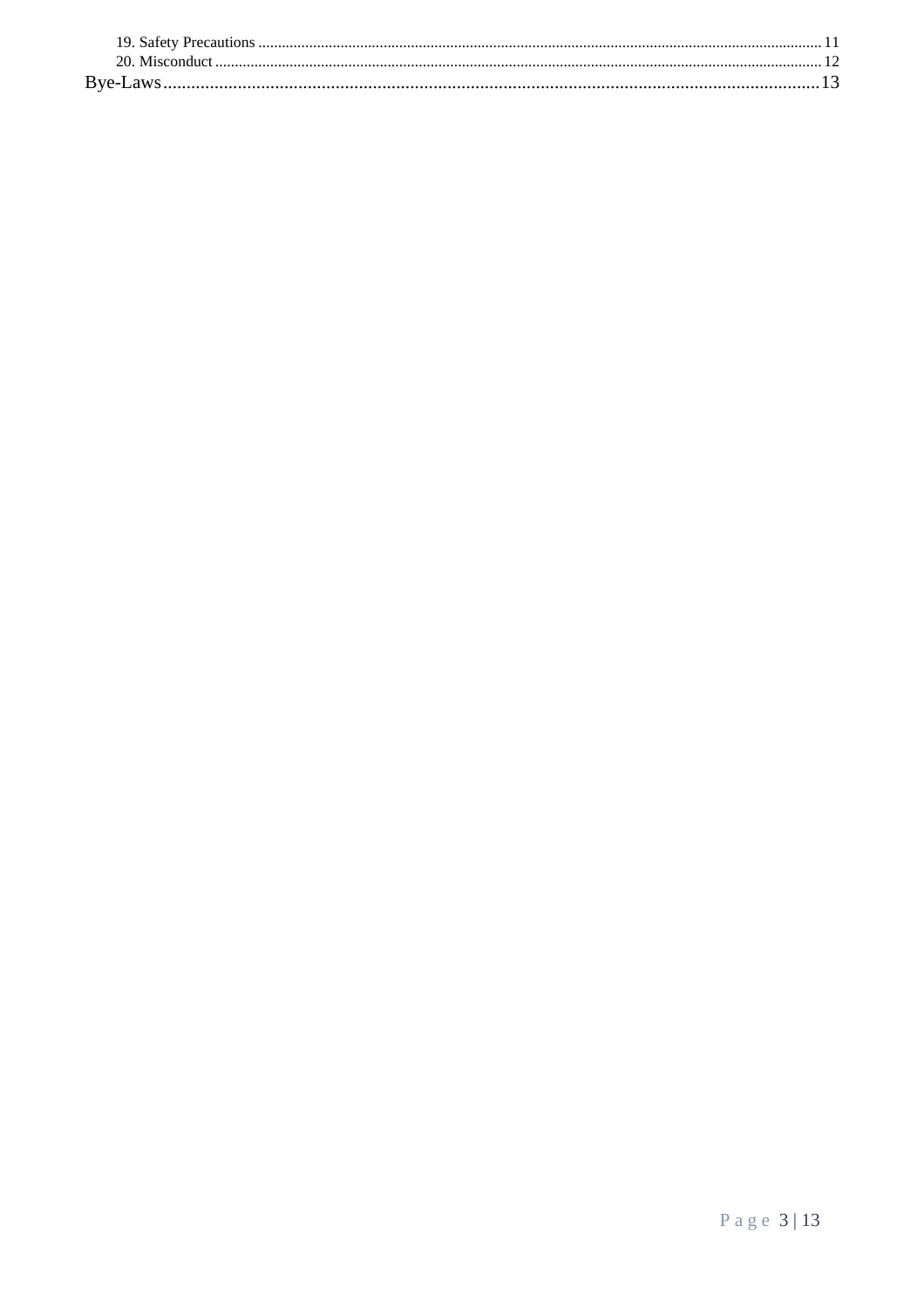19. Safety Precautions ........................................................................................................................................ 11
20. Misconduct .................................................................................................................................................. 12

Bye-Laws ............................................................................................................................................... 13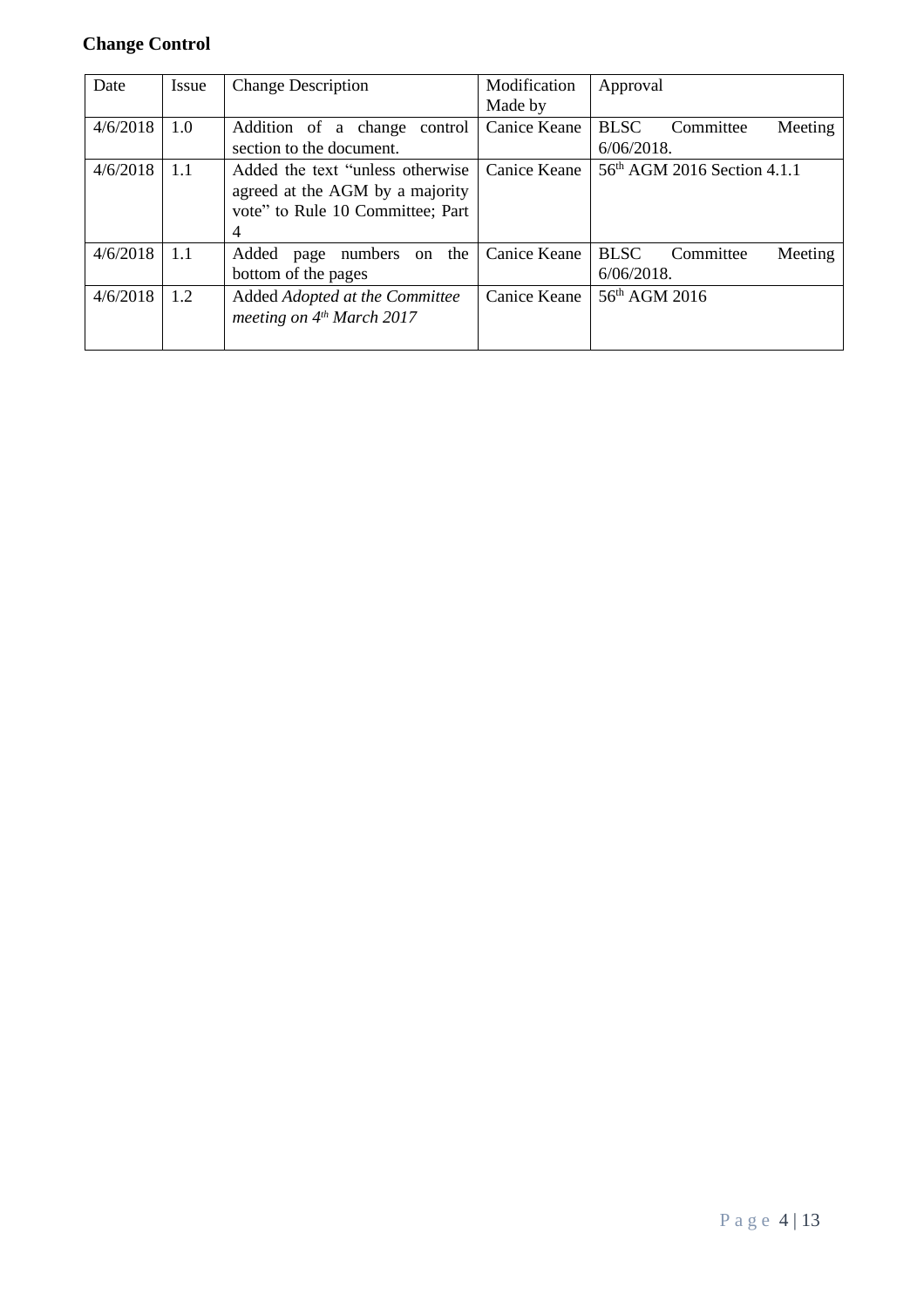**Change Control**

| Date | Issue | Change Description | Modification Made by | Approval |
|---|---|---|---|---|
| 4/6/2018 | 1.0 | Addition of a change control section to the document. | Canice Keane | BLSC Committee Meeting 6/06/2018. |
| 4/6/2018 | 1.1 | Added the text “unless otherwise agreed at the AGM by a majority vote” to Rule 10 Committee; Part 4 | Canice Keane | 56th AGM 2016 Section 4.1.1 |
| 4/6/2018 | 1.1 | Added page numbers on the bottom of the pages | Canice Keane | BLSC Committee Meeting 6/06/2018. |
| 4/6/2018 | 1.2 | Added *Adopted at the Committee meeting on 4th March 2017* | Canice Keane | 56th AGM 2016 |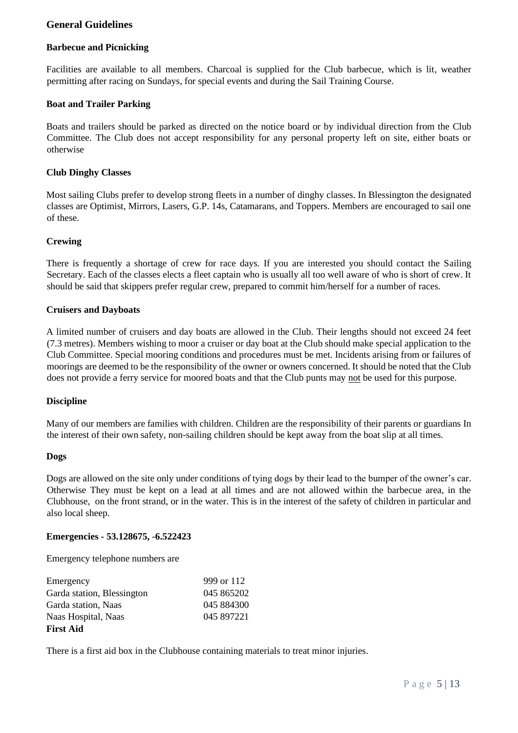## General Guidelines

### Barbecue and Picnicking

Facilities are available to all members. Charcoal is supplied for the Club barbecue, which is lit, weather permitting after racing on Sundays, for special events and during the Sail Training Course.

### Boat and Trailer Parking

Boats and trailers should be parked as directed on the notice board or by individual direction from the Club Committee. The Club does not accept responsibility for any personal property left on site, either boats or otherwise

### Club Dinghy Classes

Most sailing Clubs prefer to develop strong fleets in a number of dinghy classes. In Blessington the designated classes are Optimist, Mirrors, Lasers, G.P. 14s, Catamarans, and Toppers. Members are encouraged to sail one of these.

### Crewing

There is frequently a shortage of crew for race days. If you are interested you should contact the Sailing Secretary. Each of the classes elects a fleet captain who is usually all too well aware of who is short of crew. It should be said that skippers prefer regular crew, prepared to commit him/herself for a number of races.

### Cruisers and Dayboats

A limited number of cruisers and day boats are allowed in the Club. Their lengths should not exceed 24 feet (7.3 metres). Members wishing to moor a cruiser or day boat at the Club should make special application to the Club Committee. Special mooring conditions and procedures must be met. Incidents arising from or failures of moorings are deemed to be the responsibility of the owner or owners concerned. It should be noted that the Club does not provide a ferry service for moored boats and that the Club punts may <u>not</u> be used for this purpose.

### Discipline

Many of our members are families with children. Children are the responsibility of their parents or guardians In the interest of their own safety, non-sailing children should be kept away from the boat slip at all times.

### Dogs

Dogs are allowed on the site only under conditions of tying dogs by their lead to the bumper of the owner's car. Otherwise They must be kept on a lead at all times and are not allowed within the barbecue area, in the Clubhouse, on the front strand, or in the water. This is in the interest of the safety of children in particular and also local sheep.

### Emergencies - 53.128675, -6.522423

Emergency telephone numbers are

| | |
|---|---|
| Emergency | 999 or 112 |
| Garda station, Blessington | 045 865202 |
| Garda station, Naas | 045 884300 |
| Naas Hospital, Naas | 045 897221 |

### First Aid

There is a first aid box in the Clubhouse containing materials to treat minor injuries.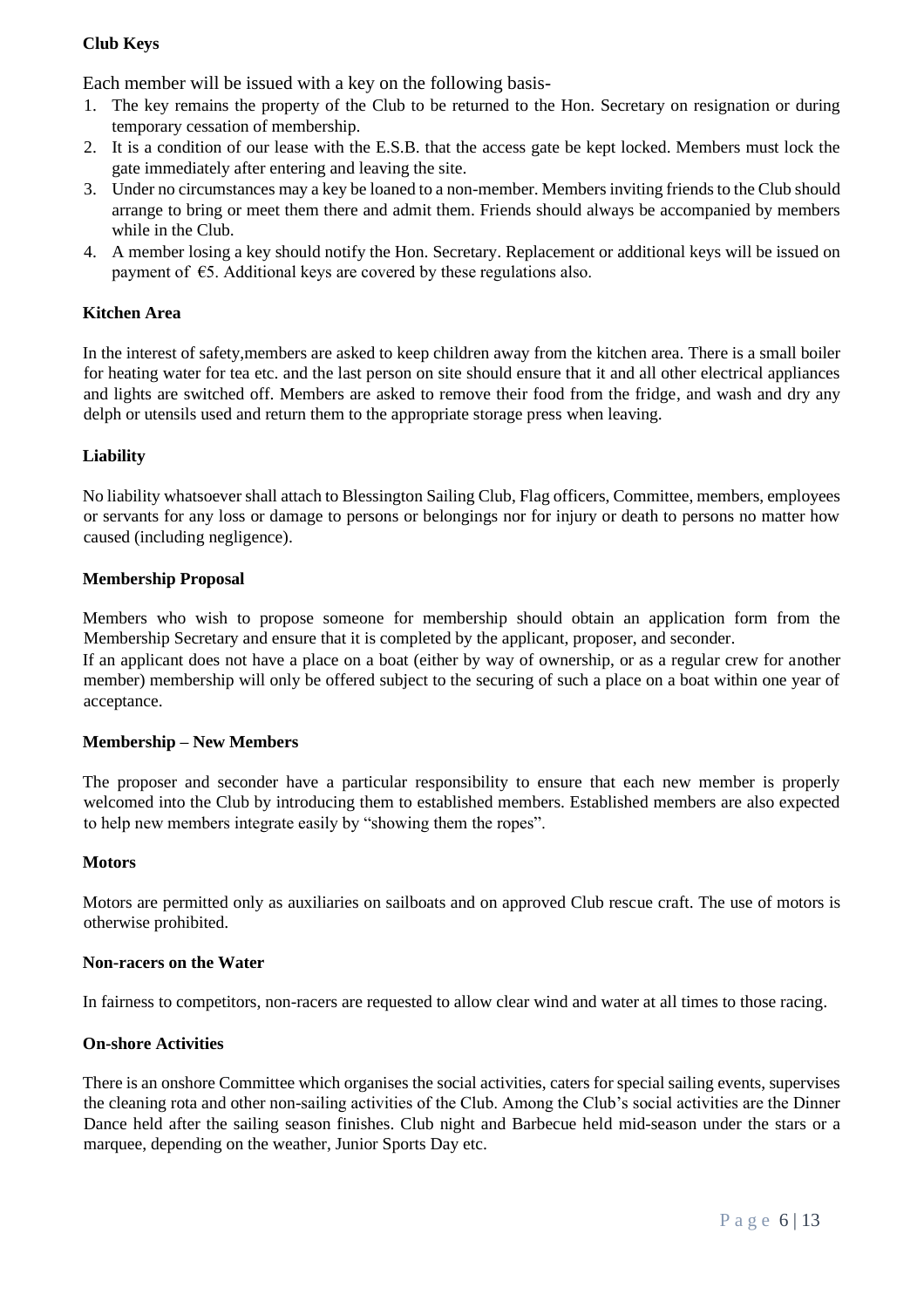**Club Keys**

Each member will be issued with a key on the following basis-

1. The key remains the property of the Club to be returned to the Hon. Secretary on resignation or during temporary cessation of membership.
2. It is a condition of our lease with the E.S.B. that the access gate be kept locked. Members must lock the gate immediately after entering and leaving the site.
3. Under no circumstances may a key be loaned to a non-member. Members inviting friends to the Club should arrange to bring or meet them there and admit them. Friends should always be accompanied by members while in the Club.
4. A member losing a key should notify the Hon. Secretary. Replacement or additional keys will be issued on payment of €5. Additional keys are covered by these regulations also.

**Kitchen Area**

In the interest of safety,members are asked to keep children away from the kitchen area. There is a small boiler for heating water for tea etc. and the last person on site should ensure that it and all other electrical appliances and lights are switched off. Members are asked to remove their food from the fridge, and wash and dry any delph or utensils used and return them to the appropriate storage press when leaving.

**Liability**

No liability whatsoever shall attach to Blessington Sailing Club, Flag officers, Committee, members, employees or servants for any loss or damage to persons or belongings nor for injury or death to persons no matter how caused (including negligence).

**Membership Proposal**

Members who wish to propose someone for membership should obtain an application form from the Membership Secretary and ensure that it is completed by the applicant, proposer, and seconder.

If an applicant does not have a place on a boat (either by way of ownership, or as a regular crew for another member) membership will only be offered subject to the securing of such a place on a boat within one year of acceptance.

**Membership – New Members**

The proposer and seconder have a particular responsibility to ensure that each new member is properly welcomed into the Club by introducing them to established members. Established members are also expected to help new members integrate easily by "showing them the ropes".

**Motors**

Motors are permitted only as auxiliaries on sailboats and on approved Club rescue craft. The use of motors is otherwise prohibited.

**Non-racers on the Water**

In fairness to competitors, non-racers are requested to allow clear wind and water at all times to those racing.

**On-shore Activities**

There is an onshore Committee which organises the social activities, caters for special sailing events, supervises the cleaning rota and other non-sailing activities of the Club. Among the Club's social activities are the Dinner Dance held after the sailing season finishes. Club night and Barbecue held mid-season under the stars or a marquee, depending on the weather, Junior Sports Day etc.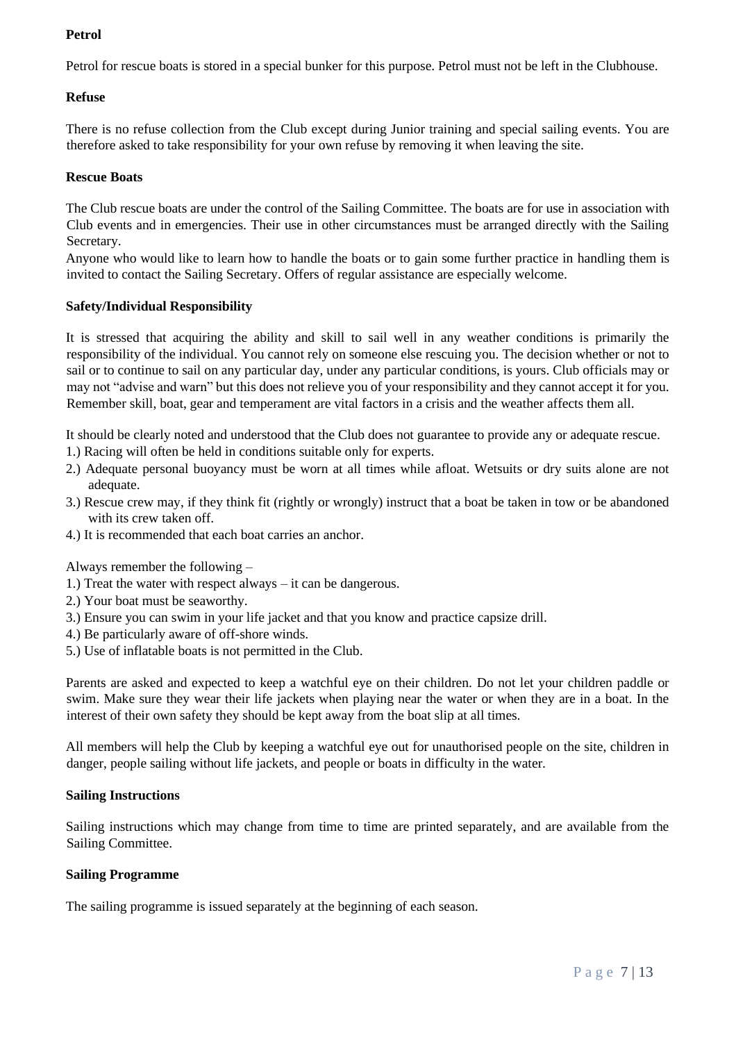**Petrol**

Petrol for rescue boats is stored in a special bunker for this purpose. Petrol must not be left in the Clubhouse.

**Refuse**

There is no refuse collection from the Club except during Junior training and special sailing events. You are therefore asked to take responsibility for your own refuse by removing it when leaving the site.

**Rescue Boats**

The Club rescue boats are under the control of the Sailing Committee. The boats are for use in association with Club events and in emergencies. Their use in other circumstances must be arranged directly with the Sailing Secretary.

Anyone who would like to learn how to handle the boats or to gain some further practice in handling them is invited to contact the Sailing Secretary. Offers of regular assistance are especially welcome.

**Safety/Individual Responsibility**

It is stressed that acquiring the ability and skill to sail well in any weather conditions is primarily the responsibility of the individual. You cannot rely on someone else rescuing you. The decision whether or not to sail or to continue to sail on any particular day, under any particular conditions, is yours. Club officials may or may not "advise and warn" but this does not relieve you of your responsibility and they cannot accept it for you. Remember skill, boat, gear and temperament are vital factors in a crisis and the weather affects them all.

It should be clearly noted and understood that the Club does not guarantee to provide any or adequate rescue.

1.) Racing will often be held in conditions suitable only for experts.
2.) Adequate personal buoyancy must be worn at all times while afloat. Wetsuits or dry suits alone are not adequate.
3.) Rescue crew may, if they think fit (rightly or wrongly) instruct that a boat be taken in tow or be abandoned with its crew taken off.
4.) It is recommended that each boat carries an anchor.

Always remember the following –

1.) Treat the water with respect always – it can be dangerous.
2.) Your boat must be seaworthy.
3.) Ensure you can swim in your life jacket and that you know and practice capsize drill.
4.) Be particularly aware of off-shore winds.
5.) Use of inflatable boats is not permitted in the Club.

Parents are asked and expected to keep a watchful eye on their children. Do not let your children paddle or swim. Make sure they wear their life jackets when playing near the water or when they are in a boat. In the interest of their own safety they should be kept away from the boat slip at all times.

All members will help the Club by keeping a watchful eye out for unauthorised people on the site, children in danger, people sailing without life jackets, and people or boats in difficulty in the water.

**Sailing Instructions**

Sailing instructions which may change from time to time are printed separately, and are available from the Sailing Committee.

**Sailing Programme**

The sailing programme is issued separately at the beginning of each season.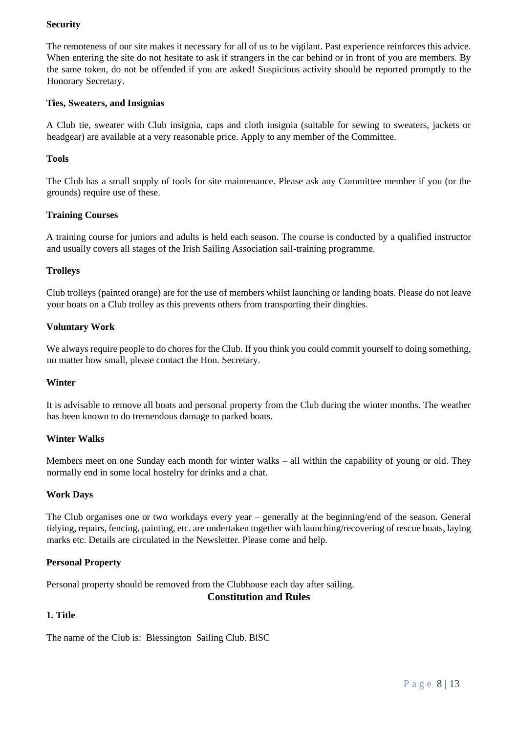**Security**

The remoteness of our site makes it necessary for all of us to be vigilant. Past experience reinforces this advice. When entering the site do not hesitate to ask if strangers in the car behind or in front of you are members. By the same token, do not be offended if you are asked! Suspicious activity should be reported promptly to the Honorary Secretary.

**Ties, Sweaters, and Insignias**

A Club tie, sweater with Club insignia, caps and cloth insignia (suitable for sewing to sweaters, jackets or headgear) are available at a very reasonable price. Apply to any member of the Committee.

**Tools**

The Club has a small supply of tools for site maintenance. Please ask any Committee member if you (or the grounds) require use of these.

**Training Courses**

A training course for juniors and adults is held each season. The course is conducted by a qualified instructor and usually covers all stages of the Irish Sailing Association sail-training programme.

**Trolleys**

Club trolleys (painted orange) are for the use of members whilst launching or landing boats. Please do not leave your boats on a Club trolley as this prevents others from transporting their dinghies.

**Voluntary Work**

We always require people to do chores for the Club. If you think you could commit yourself to doing something, no matter how small, please contact the Hon. Secretary.

**Winter**

It is advisable to remove all boats and personal property from the Club during the winter months. The weather has been known to do tremendous damage to parked boats.

**Winter Walks**

Members meet on one Sunday each month for winter walks – all within the capability of young or old. They normally end in some local hostelry for drinks and a chat.

**Work Days**

The Club organises one or two workdays every year – generally at the beginning/end of the season. General tidying, repairs, fencing, painting, etc. are undertaken together with launching/recovering of rescue boats, laying marks etc. Details are circulated in the Newsletter. Please come and help.

**Personal Property**

Personal property should be removed from the Clubhouse each day after sailing.

## Constitution and Rules

**1. Title**

The name of the Club is: Blessington Sailing Club. BlSC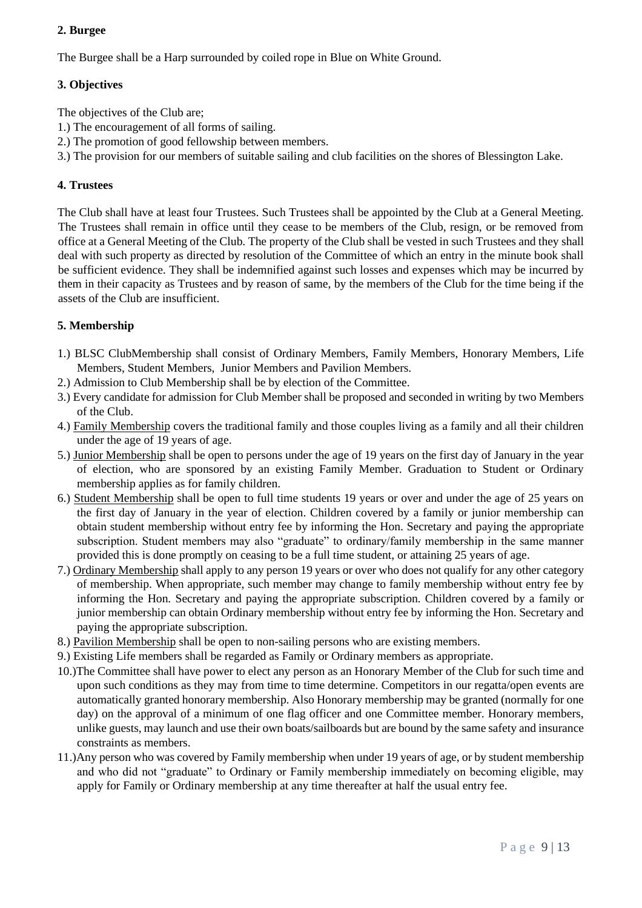## 2. Burgee

The Burgee shall be a Harp surrounded by coiled rope in Blue on White Ground.

## 3. Objectives

The objectives of the Club are;

1.) The encouragement of all forms of sailing.
2.) The promotion of good fellowship between members.
3.) The provision for our members of suitable sailing and club facilities on the shores of Blessington Lake.

## 4. Trustees

The Club shall have at least four Trustees. Such Trustees shall be appointed by the Club at a General Meeting. The Trustees shall remain in office until they cease to be members of the Club, resign, or be removed from office at a General Meeting of the Club. The property of the Club shall be vested in such Trustees and they shall deal with such property as directed by resolution of the Committee of which an entry in the minute book shall be sufficient evidence. They shall be indemnified against such losses and expenses which may be incurred by them in their capacity as Trustees and by reason of same, by the members of the Club for the time being if the assets of the Club are insufficient.

## 5. Membership

1.) BLSC ClubMembership shall consist of Ordinary Members, Family Members, Honorary Members, Life Members, Student Members, Junior Members and Pavilion Members.
2.) Admission to Club Membership shall be by election of the Committee.
3.) Every candidate for admission for Club Member shall be proposed and seconded in writing by two Members of the Club.
4.) <u>Family Membership</u> covers the traditional family and those couples living as a family and all their children under the age of 19 years of age.
5.) <u>Junior Membership</u> shall be open to persons under the age of 19 years on the first day of January in the year of election, who are sponsored by an existing Family Member. Graduation to Student or Ordinary membership applies as for family children.
6.) <u>Student Membership</u> shall be open to full time students 19 years or over and under the age of 25 years on the first day of January in the year of election. Children covered by a family or junior membership can obtain student membership without entry fee by informing the Hon. Secretary and paying the appropriate subscription. Student members may also "graduate" to ordinary/family membership in the same manner provided this is done promptly on ceasing to be a full time student, or attaining 25 years of age.
7.) <u>Ordinary Membership</u> shall apply to any person 19 years or over who does not qualify for any other category of membership. When appropriate, such member may change to family membership without entry fee by informing the Hon. Secretary and paying the appropriate subscription. Children covered by a family or junior membership can obtain Ordinary membership without entry fee by informing the Hon. Secretary and paying the appropriate subscription.
8.) <u>Pavilion Membership</u> shall be open to non-sailing persons who are existing members.
9.) Existing Life members shall be regarded as Family or Ordinary members as appropriate.
10.)The Committee shall have power to elect any person as an Honorary Member of the Club for such time and upon such conditions as they may from time to time determine. Competitors in our regatta/open events are automatically granted honorary membership. Also Honorary membership may be granted (normally for one day) on the approval of a minimum of one flag officer and one Committee member. Honorary members, unlike guests, may launch and use their own boats/sailboards but are bound by the same safety and insurance constraints as members.
11.)Any person who was covered by Family membership when under 19 years of age, or by student membership and who did not "graduate" to Ordinary or Family membership immediately on becoming eligible, may apply for Family or Ordinary membership at any time thereafter at half the usual entry fee.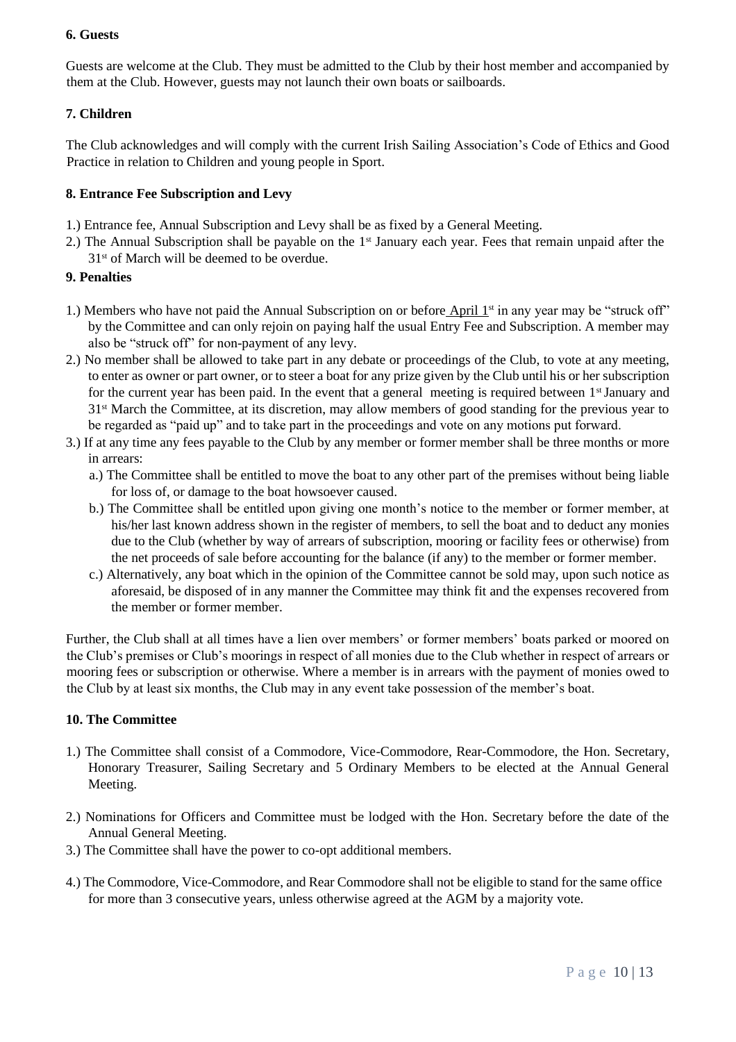### 6. Guests

Guests are welcome at the Club. They must be admitted to the Club by their host member and accompanied by them at the Club. However, guests may not launch their own boats or sailboards.

### 7. Children

The Club acknowledges and will comply with the current Irish Sailing Association's Code of Ethics and Good Practice in relation to Children and young people in Sport.

### 8. Entrance Fee Subscription and Levy

1.) Entrance fee, Annual Subscription and Levy shall be as fixed by a General Meeting.
2.) The Annual Subscription shall be payable on the 1st January each year. Fees that remain unpaid after the 31st of March will be deemed to be overdue.

### 9. Penalties

1.) Members who have not paid the Annual Subscription on or before April 1st in any year may be "struck off" by the Committee and can only rejoin on paying half the usual Entry Fee and Subscription. A member may also be "struck off" for non-payment of any levy.
2.) No member shall be allowed to take part in any debate or proceedings of the Club, to vote at any meeting, to enter as owner or part owner, or to steer a boat for any prize given by the Club until his or her subscription for the current year has been paid. In the event that a general meeting is required between 1st January and 31st March the Committee, at its discretion, may allow members of good standing for the previous year to be regarded as "paid up" and to take part in the proceedings and vote on any motions put forward.
3.) If at any time any fees payable to the Club by any member or former member shall be three months or more in arrears:
    a.) The Committee shall be entitled to move the boat to any other part of the premises without being liable for loss of, or damage to the boat howsoever caused.
    b.) The Committee shall be entitled upon giving one month's notice to the member or former member, at his/her last known address shown in the register of members, to sell the boat and to deduct any monies due to the Club (whether by way of arrears of subscription, mooring or facility fees or otherwise) from the net proceeds of sale before accounting for the balance (if any) to the member or former member.
    c.) Alternatively, any boat which in the opinion of the Committee cannot be sold may, upon such notice as aforesaid, be disposed of in any manner the Committee may think fit and the expenses recovered from the member or former member.

Further, the Club shall at all times have a lien over members' or former members' boats parked or moored on the Club's premises or Club's moorings in respect of all monies due to the Club whether in respect of arrears or mooring fees or subscription or otherwise. Where a member is in arrears with the payment of monies owed to the Club by at least six months, the Club may in any event take possession of the member's boat.

### 10. The Committee

1.) The Committee shall consist of a Commodore, Vice-Commodore, Rear-Commodore, the Hon. Secretary, Honorary Treasurer, Sailing Secretary and 5 Ordinary Members to be elected at the Annual General Meeting.
2.) Nominations for Officers and Committee must be lodged with the Hon. Secretary before the date of the Annual General Meeting.
3.) The Committee shall have the power to co-opt additional members.
4.) The Commodore, Vice-Commodore, and Rear Commodore shall not be eligible to stand for the same office for more than 3 consecutive years, unless otherwise agreed at the AGM by a majority vote.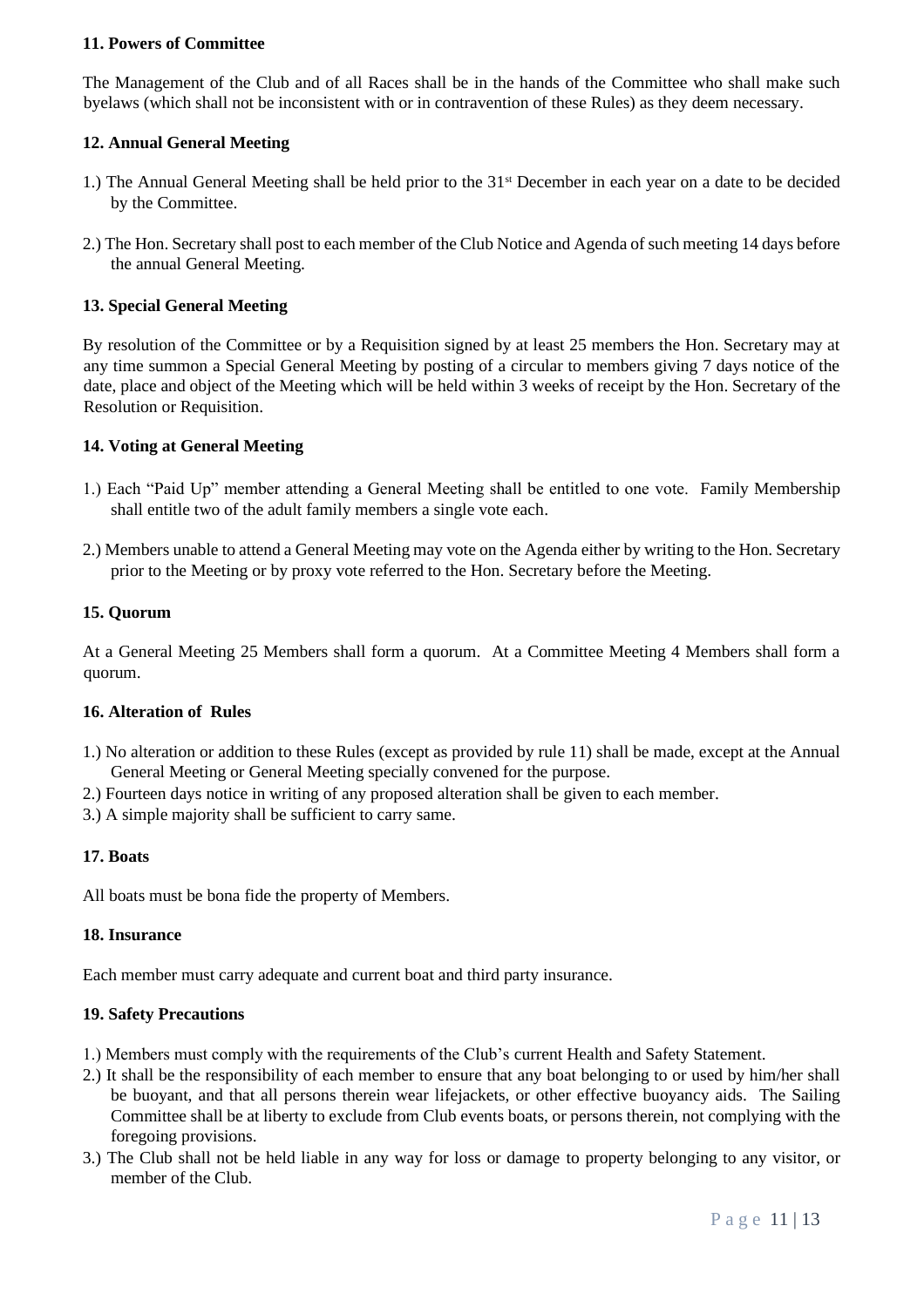**11. Powers of Committee**

The Management of the Club and of all Races shall be in the hands of the Committee who shall make such byelaws (which shall not be inconsistent with or in contravention of these Rules) as they deem necessary.

**12. Annual General Meeting**

1.) The Annual General Meeting shall be held prior to the 31st December in each year on a date to be decided by the Committee.

2.) The Hon. Secretary shall post to each member of the Club Notice and Agenda of such meeting 14 days before the annual General Meeting.

**13. Special General Meeting**

By resolution of the Committee or by a Requisition signed by at least 25 members the Hon. Secretary may at any time summon a Special General Meeting by posting of a circular to members giving 7 days notice of the date, place and object of the Meeting which will be held within 3 weeks of receipt by the Hon. Secretary of the Resolution or Requisition.

**14. Voting at General Meeting**

1.) Each "Paid Up" member attending a General Meeting shall be entitled to one vote. Family Membership shall entitle two of the adult family members a single vote each.

2.) Members unable to attend a General Meeting may vote on the Agenda either by writing to the Hon. Secretary prior to the Meeting or by proxy vote referred to the Hon. Secretary before the Meeting.

**15. Quorum**

At a General Meeting 25 Members shall form a quorum. At a Committee Meeting 4 Members shall form a quorum.

**16. Alteration of Rules**

1.) No alteration or addition to these Rules (except as provided by rule 11) shall be made, except at the Annual General Meeting or General Meeting specially convened for the purpose.
2.) Fourteen days notice in writing of any proposed alteration shall be given to each member.
3.) A simple majority shall be sufficient to carry same.

**17. Boats**

All boats must be bona fide the property of Members.

**18. Insurance**

Each member must carry adequate and current boat and third party insurance.

**19. Safety Precautions**

1.) Members must comply with the requirements of the Club's current Health and Safety Statement.
2.) It shall be the responsibility of each member to ensure that any boat belonging to or used by him/her shall be buoyant, and that all persons therein wear lifejackets, or other effective buoyancy aids. The Sailing Committee shall be at liberty to exclude from Club events boats, or persons therein, not complying with the foregoing provisions.
3.) The Club shall not be held liable in any way for loss or damage to property belonging to any visitor, or member of the Club.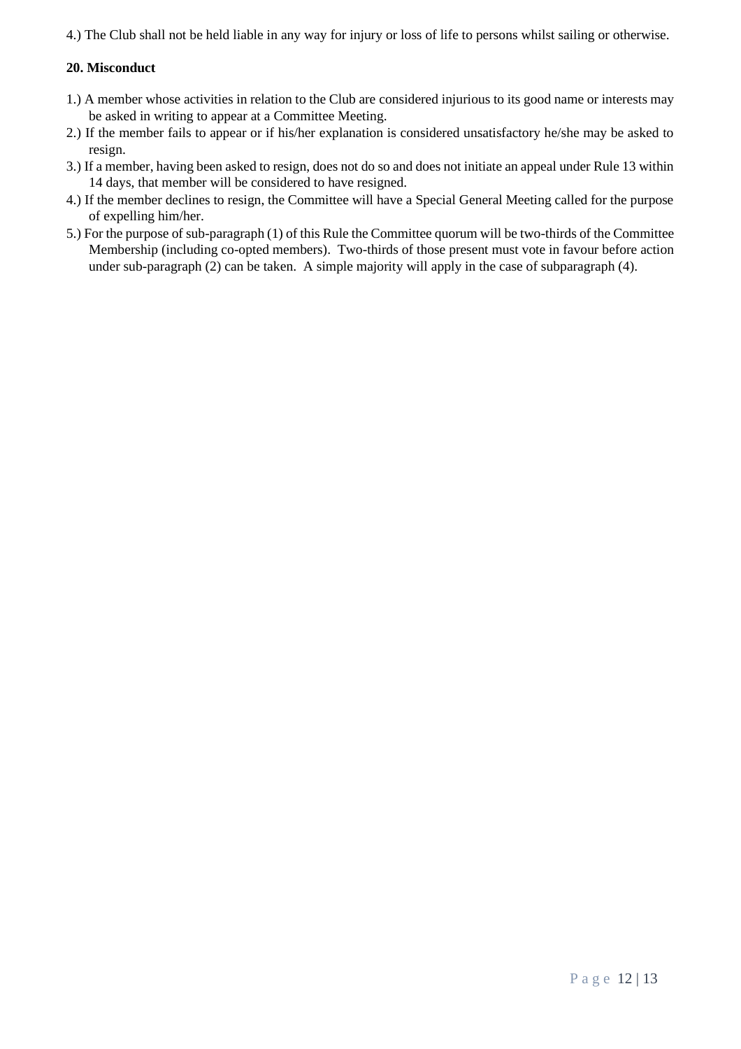4.) The Club shall not be held liable in any way for injury or loss of life to persons whilst sailing or otherwise.

### 20. Misconduct

1.) A member whose activities in relation to the Club are considered injurious to its good name or interests may be asked in writing to appear at a Committee Meeting.

2.) If the member fails to appear or if his/her explanation is considered unsatisfactory he/she may be asked to resign.

3.) If a member, having been asked to resign, does not do so and does not initiate an appeal under Rule 13 within 14 days, that member will be considered to have resigned.

4.) If the member declines to resign, the Committee will have a Special General Meeting called for the purpose of expelling him/her.

5.) For the purpose of sub-paragraph (1) of this Rule the Committee quorum will be two-thirds of the Committee Membership (including co-opted members). Two-thirds of those present must vote in favour before action under sub-paragraph (2) can be taken. A simple majority will apply in the case of subparagraph (4).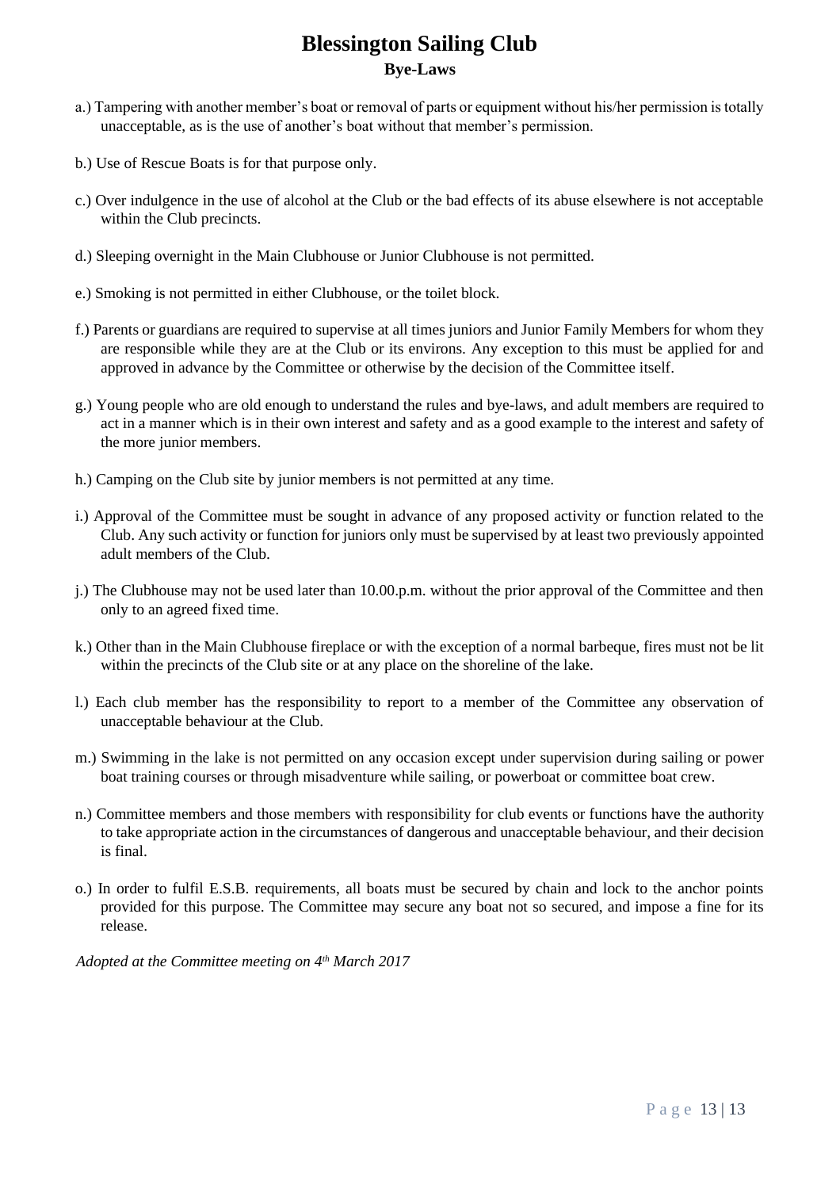# Blessington Sailing Club

## Bye-Laws

a.) Tampering with another member's boat or removal of parts or equipment without his/her permission is totally unacceptable, as is the use of another's boat without that member's permission.

b.) Use of Rescue Boats is for that purpose only.

c.) Over indulgence in the use of alcohol at the Club or the bad effects of its abuse elsewhere is not acceptable within the Club precincts.

d.) Sleeping overnight in the Main Clubhouse or Junior Clubhouse is not permitted.

e.) Smoking is not permitted in either Clubhouse, or the toilet block.

f.) Parents or guardians are required to supervise at all times juniors and Junior Family Members for whom they are responsible while they are at the Club or its environs. Any exception to this must be applied for and approved in advance by the Committee or otherwise by the decision of the Committee itself.

g.) Young people who are old enough to understand the rules and bye-laws, and adult members are required to act in a manner which is in their own interest and safety and as a good example to the interest and safety of the more junior members.

h.) Camping on the Club site by junior members is not permitted at any time.

i.) Approval of the Committee must be sought in advance of any proposed activity or function related to the Club. Any such activity or function for juniors only must be supervised by at least two previously appointed adult members of the Club.

j.) The Clubhouse may not be used later than 10.00.p.m. without the prior approval of the Committee and then only to an agreed fixed time.

k.) Other than in the Main Clubhouse fireplace or with the exception of a normal barbeque, fires must not be lit within the precincts of the Club site or at any place on the shoreline of the lake.

l.) Each club member has the responsibility to report to a member of the Committee any observation of unacceptable behaviour at the Club.

m.) Swimming in the lake is not permitted on any occasion except under supervision during sailing or power boat training courses or through misadventure while sailing, or powerboat or committee boat crew.

n.) Committee members and those members with responsibility for club events or functions have the authority to take appropriate action in the circumstances of dangerous and unacceptable behaviour, and their decision is final.

o.) In order to fulfil E.S.B. requirements, all boats must be secured by chain and lock to the anchor points provided for this purpose. The Committee may secure any boat not so secured, and impose a fine for its release.

*Adopted at the Committee meeting on 4th March 2017*